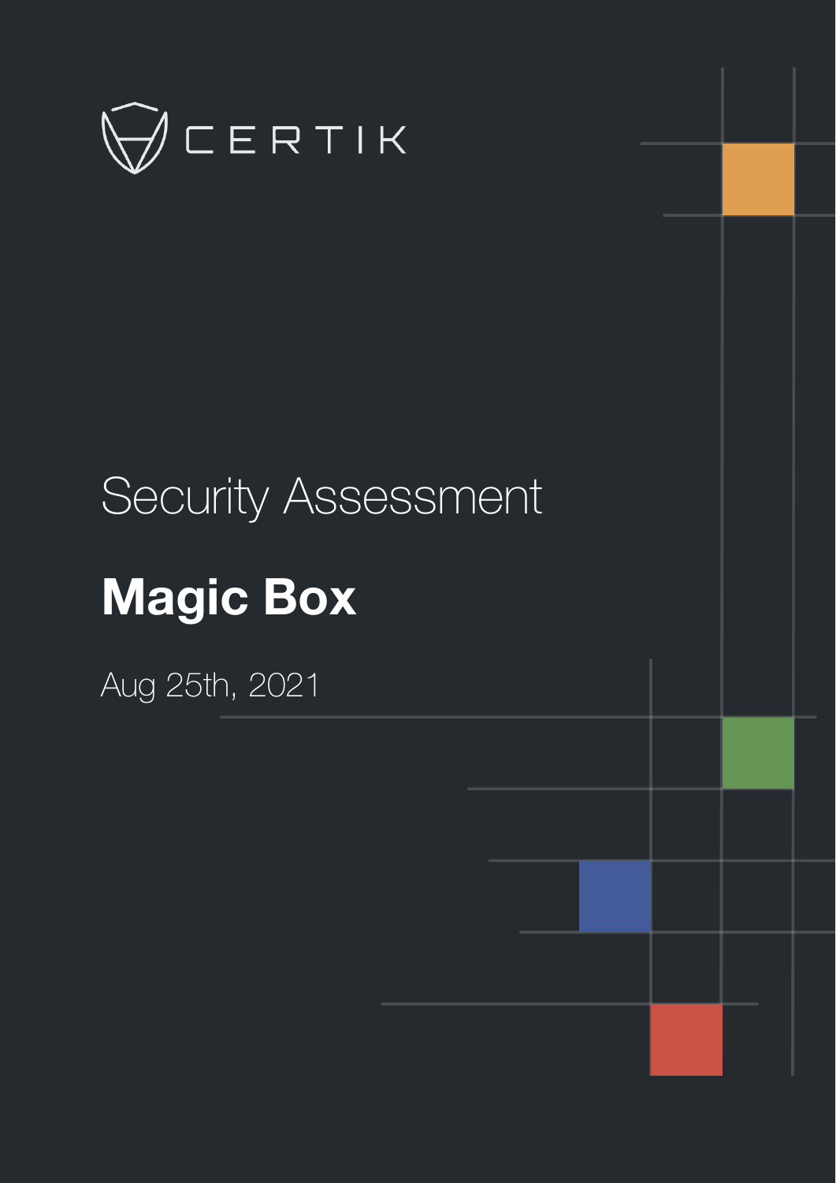CERTIK

Security Assessment

# Magic Box

Aug 25th, 2021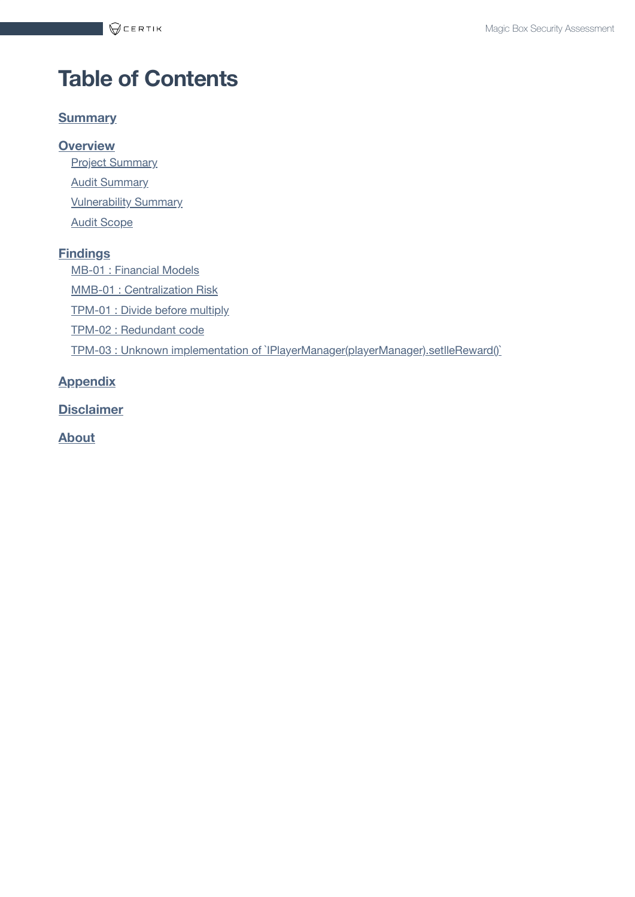# Table of Contents

**Summary**

**Overview**

- Project Summary
- Audit Summary
- Vulnerability Summary
- Audit Scope

**Findings**

- MB-01 : Financial Models
- MMB-01 : Centralization Risk
- TPM-01 : Divide before multiply
- TPM-02 : Redundant code
- TPM-03 : Unknown implementation of `IPlayerManager(playerManager).setlleReward()`

**Appendix**

**Disclaimer**

**About**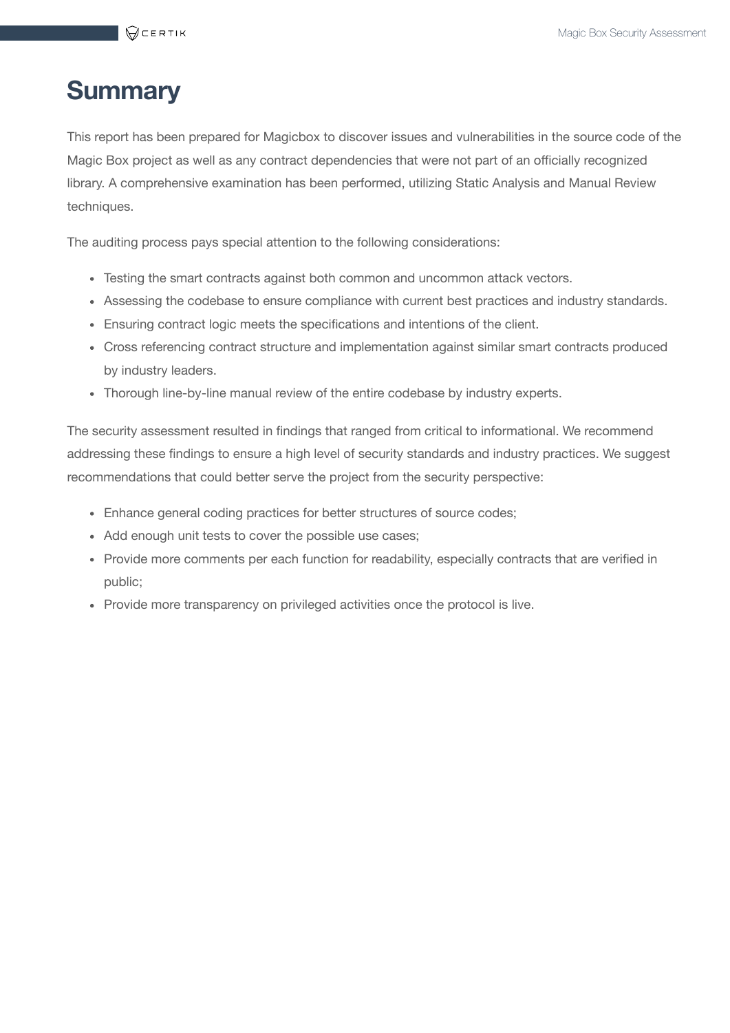# Summary

This report has been prepared for Magicbox to discover issues and vulnerabilities in the source code of the Magic Box project as well as any contract dependencies that were not part of an officially recognized library. A comprehensive examination has been performed, utilizing Static Analysis and Manual Review techniques.

The auditing process pays special attention to the following considerations:

- Testing the smart contracts against both common and uncommon attack vectors.
- Assessing the codebase to ensure compliance with current best practices and industry standards.
- Ensuring contract logic meets the specifications and intentions of the client.
- Cross referencing contract structure and implementation against similar smart contracts produced by industry leaders.
- Thorough line-by-line manual review of the entire codebase by industry experts.

The security assessment resulted in findings that ranged from critical to informational. We recommend addressing these findings to ensure a high level of security standards and industry practices. We suggest recommendations that could better serve the project from the security perspective:

- Enhance general coding practices for better structures of source codes;
- Add enough unit tests to cover the possible use cases;
- Provide more comments per each function for readability, especially contracts that are verified in public;
- Provide more transparency on privileged activities once the protocol is live.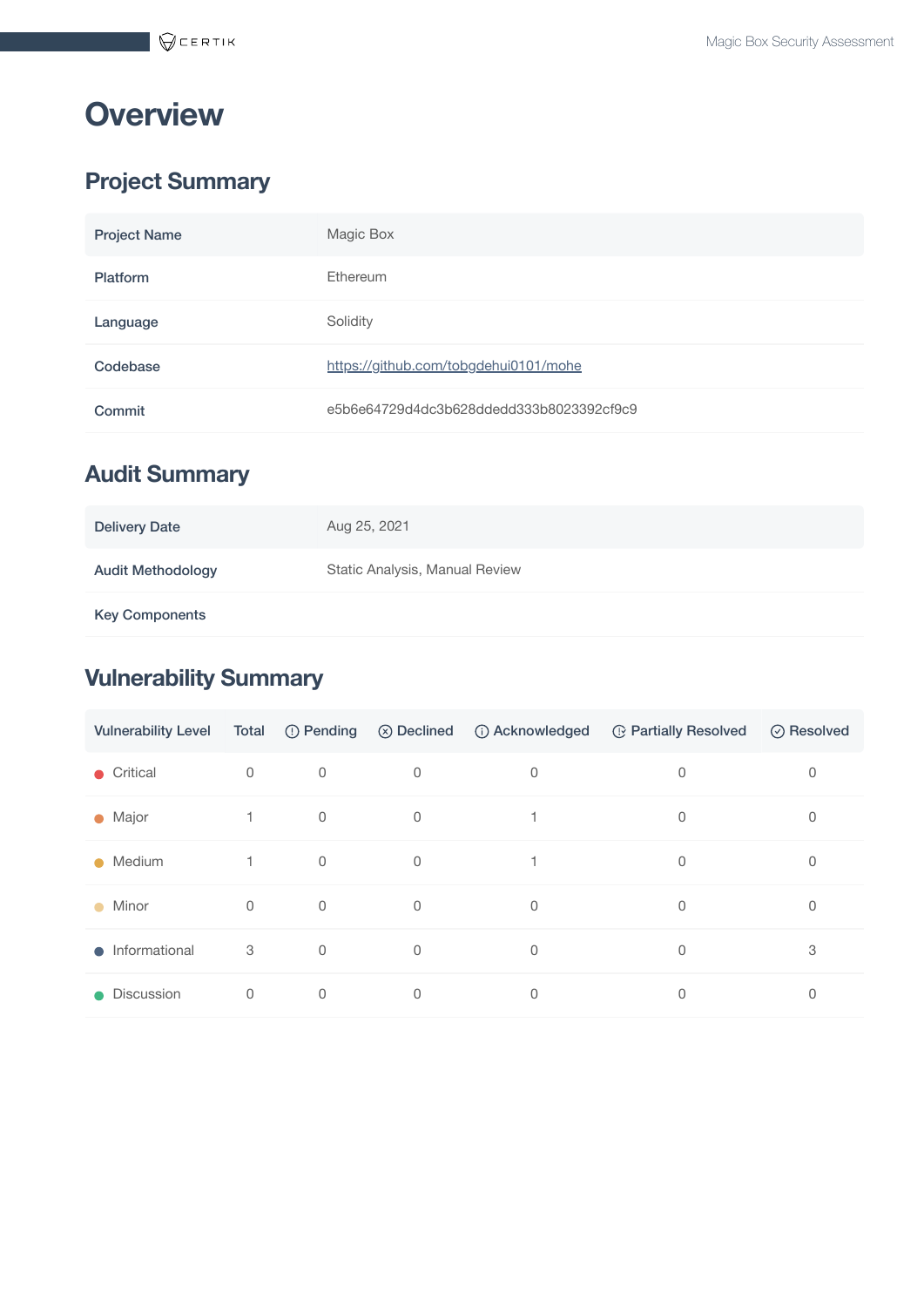# Overview

## Project Summary

| Project Name | Magic Box |
|---|---|
| Platform | Ethereum |
| Language | Solidity |
| Codebase | https://github.com/tobgdehui0101/mohe |
| Commit | e5b6e64729d4dc3b628ddedd333b8023392cf9c9 |

## Audit Summary

| Delivery Date | Aug 25, 2021 |
|---|---|
| Audit Methodology | Static Analysis, Manual Review |
| Key Components | |

## Vulnerability Summary

| Vulnerability Level | Total | Pending | Declined | Acknowledged | Partially Resolved | Resolved |
|---|---|---|---|---|---|---|
| Critical | 0 | 0 | 0 | 0 | 0 | 0 |
| Major | 1 | 0 | 0 | 1 | 0 | 0 |
| Medium | 1 | 0 | 0 | 1 | 0 | 0 |
| Minor | 0 | 0 | 0 | 0 | 0 | 0 |
| Informational | 3 | 0 | 0 | 0 | 0 | 3 |
| Discussion | 0 | 0 | 0 | 0 | 0 | 0 |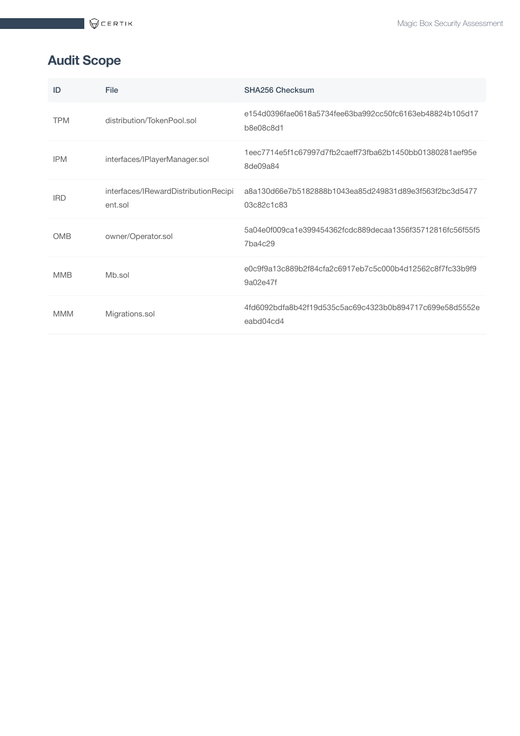## Audit Scope

| ID | File | SHA256 Checksum |
|---|---|---|
| TPM | distribution/TokenPool.sol | e154d0396fae0618a5734fee63ba992cc50fc6163eb48824b105d17b8e08c8d1 |
| IPM | interfaces/IPlayerManager.sol | 1eec7714e5f1c67997d7fb2caeff73fba62b1450bb01380281aef95e8de09a84 |
| IRD | interfaces/IRewardDistributionRecipient.sol | a8a130d66e7b5182888b1043ea85d249831d89e3f563f2bc3d547703c82c1c83 |
| OMB | owner/Operator.sol | 5a04e0f009ca1e399454362fcdc889decaa1356f35712816fc56f55f57ba4c29 |
| MMB | Mb.sol | e0c9f9a13c889b2f84cfa2c6917eb7c5c000b4d12562c8f7fc33b9f99a02e47f |
| MMM | Migrations.sol | 4fd6092bdfa8b42f19d535c5ac69c4323b0b894717c699e58d5552eeabd04cd4 |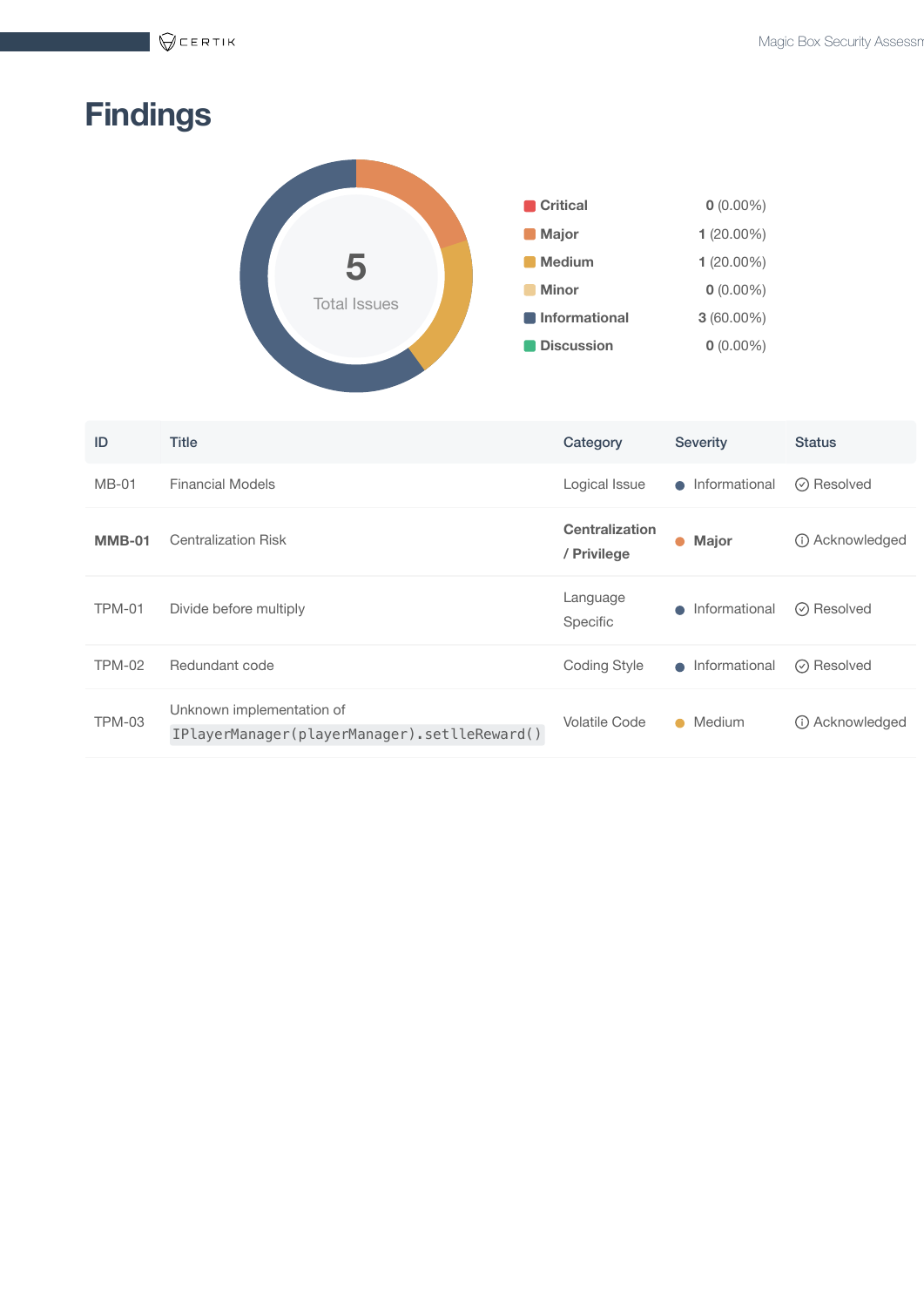# Findings

5
Total Issues

| Severity | Count |
|---|---|
| **Critical** | **0** (0.00%) |
| **Major** | **1** (20.00%) |
| **Medium** | **1** (20.00%) |
| **Minor** | **0** (0.00%) |
| **Informational** | **3** (60.00%) |
| **Discussion** | **0** (0.00%) |

| ID | Title | Category | Severity | Status |
|---|---|---|---|---|
| MB-01 | Financial Models | Logical Issue | Informational | Resolved |
| **MMB-01** | Centralization Risk | **Centralization / Privilege** | **Major** | Acknowledged |
| TPM-01 | Divide before multiply | Language Specific | Informational | Resolved |
| TPM-02 | Redundant code | Coding Style | Informational | Resolved |
| TPM-03 | Unknown implementation of `IPlayerManager(playerManager).setlleReward()` | Volatile Code | Medium | Acknowledged |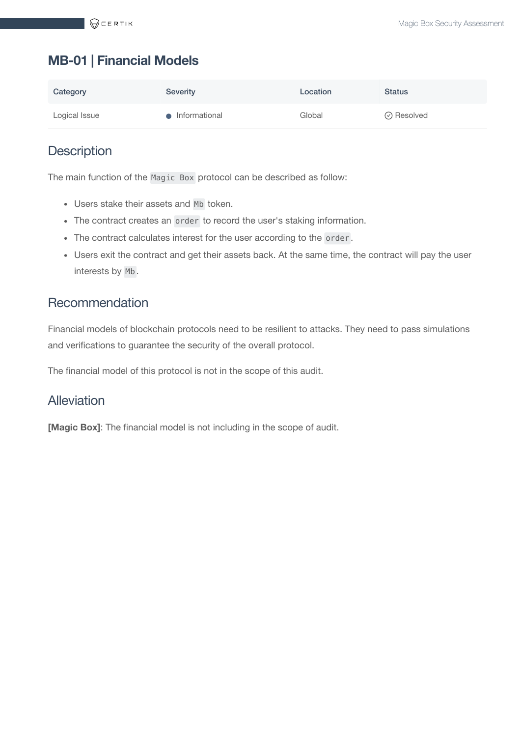## MB-01 | Financial Models

| Category | Severity | Location | Status |
| --- | --- | --- | --- |
| Logical Issue | Informational | Global | Resolved |

### Description

The main function of the `Magic Box` protocol can be described as follow:

- Users stake their assets and `Mb` token.
- The contract creates an `order` to record the user's staking information.
- The contract calculates interest for the user according to the `order`.
- Users exit the contract and get their assets back. At the same time, the contract will pay the user interests by `Mb`.

### Recommendation

Financial models of blockchain protocols need to be resilient to attacks. They need to pass simulations and verifications to guarantee the security of the overall protocol.

The financial model of this protocol is not in the scope of this audit.

### Alleviation

**[Magic Box]**: The financial model is not including in the scope of audit.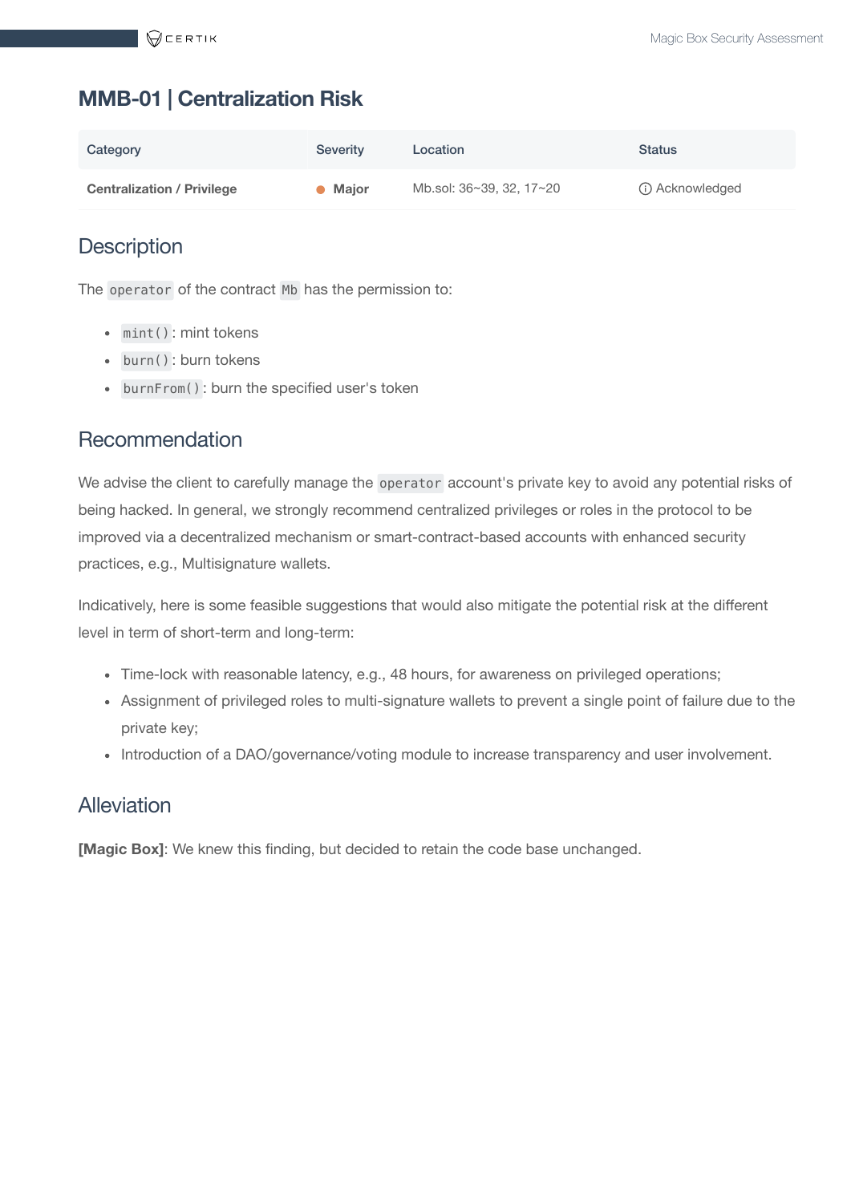## MMB-01 | Centralization Risk

| Category | Severity | Location | Status |
| --- | --- | --- | --- |
| **Centralization / Privilege** | ● **Major** | Mb.sol: 36~39, 32, 17~20 | ⓘ Acknowledged |

### Description

The `operator` of the contract `Mb` has the permission to:

- `mint()`: mint tokens
- `burn()`: burn tokens
- `burnFrom()`: burn the specified user's token

### Recommendation

We advise the client to carefully manage the `operator` account's private key to avoid any potential risks of being hacked. In general, we strongly recommend centralized privileges or roles in the protocol to be improved via a decentralized mechanism or smart-contract-based accounts with enhanced security practices, e.g., Multisignature wallets.

Indicatively, here is some feasible suggestions that would also mitigate the potential risk at the different level in term of short-term and long-term:

- Time-lock with reasonable latency, e.g., 48 hours, for awareness on privileged operations;
- Assignment of privileged roles to multi-signature wallets to prevent a single point of failure due to the private key;
- Introduction of a DAO/governance/voting module to increase transparency and user involvement.

### Alleviation

**[Magic Box]**: We knew this finding, but decided to retain the code base unchanged.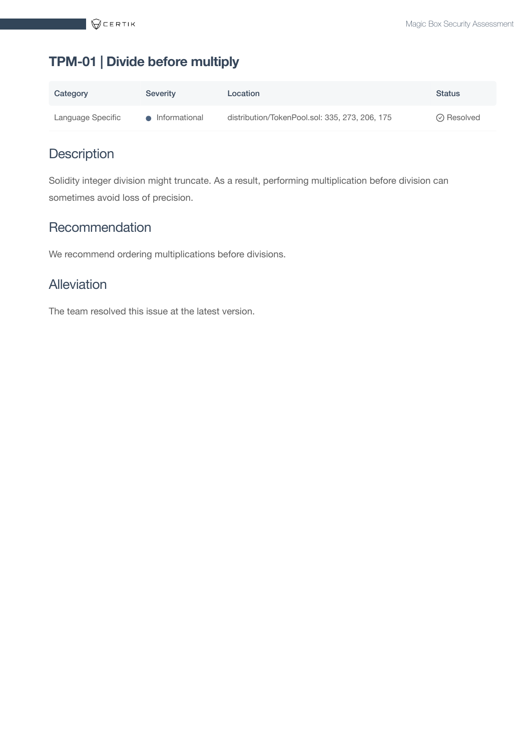## TPM-01 | Divide before multiply

| Category | Severity | Location | Status |
| --- | --- | --- | --- |
| Language Specific | Informational | distribution/TokenPool.sol: 335, 273, 206, 175 | Resolved |

### Description

Solidity integer division might truncate. As a result, performing multiplication before division can sometimes avoid loss of precision.

### Recommendation

We recommend ordering multiplications before divisions.

### Alleviation

The team resolved this issue at the latest version.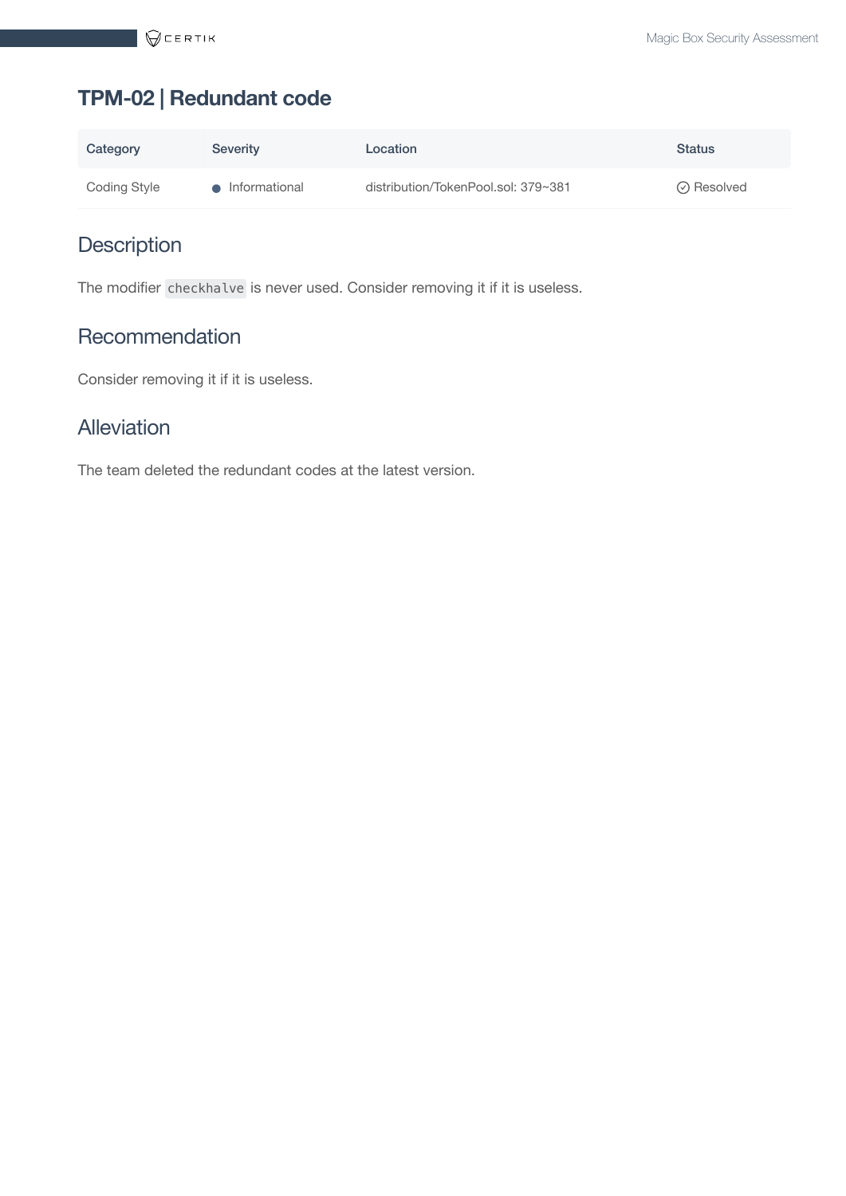## TPM-02 | Redundant code

| Category | Severity | Location | Status |
| --- | --- | --- | --- |
| Coding Style | Informational | distribution/TokenPool.sol: 379~381 | Resolved |

### Description

The modifier `checkhalve` is never used. Consider removing it if it is useless.

### Recommendation

Consider removing it if it is useless.

### Alleviation

The team deleted the redundant codes at the latest version.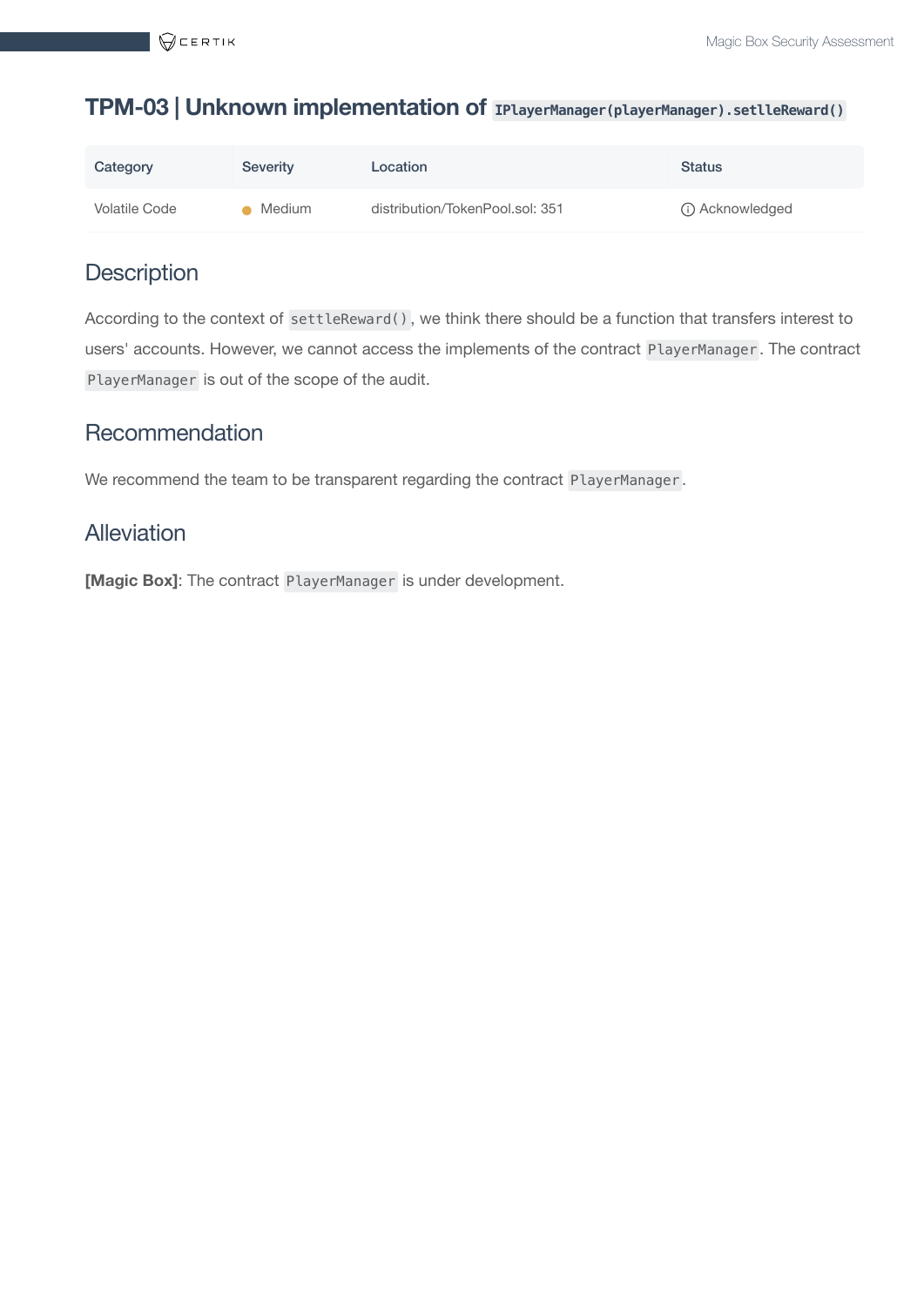## TPM-03 | Unknown implementation of `IPlayerManager(playerManager).setlleReward()`

| Category | Severity | Location | Status |
| --- | --- | --- | --- |
| Volatile Code | Medium | distribution/TokenPool.sol: 351 | Acknowledged |

### Description

According to the context of `settleReward()`, we think there should be a function that transfers interest to users' accounts. However, we cannot access the implements of the contract `PlayerManager`. The contract `PlayerManager` is out of the scope of the audit.

### Recommendation

We recommend the team to be transparent regarding the contract `PlayerManager`.

### Alleviation

**[Magic Box]**: The contract `PlayerManager` is under development.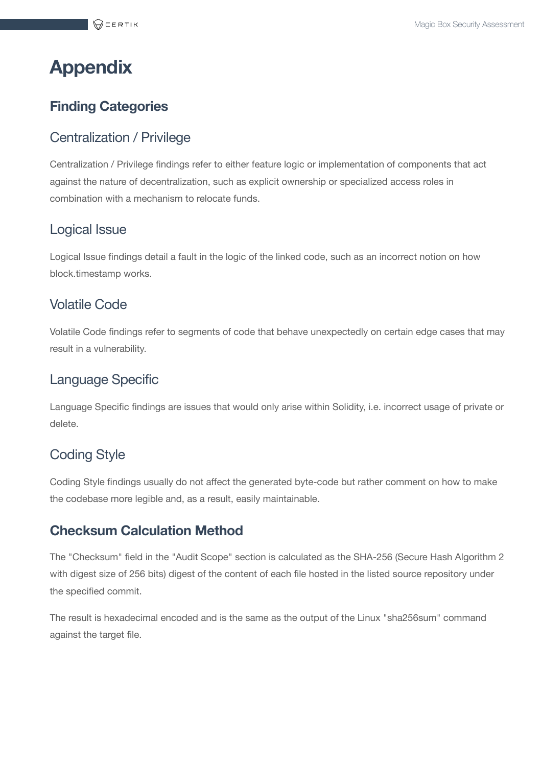# Appendix

## Finding Categories

### Centralization / Privilege

Centralization / Privilege findings refer to either feature logic or implementation of components that act against the nature of decentralization, such as explicit ownership or specialized access roles in combination with a mechanism to relocate funds.

### Logical Issue

Logical Issue findings detail a fault in the logic of the linked code, such as an incorrect notion on how block.timestamp works.

### Volatile Code

Volatile Code findings refer to segments of code that behave unexpectedly on certain edge cases that may result in a vulnerability.

### Language Specific

Language Specific findings are issues that would only arise within Solidity, i.e. incorrect usage of private or delete.

### Coding Style

Coding Style findings usually do not affect the generated byte-code but rather comment on how to make the codebase more legible and, as a result, easily maintainable.

## Checksum Calculation Method

The "Checksum" field in the "Audit Scope" section is calculated as the SHA-256 (Secure Hash Algorithm 2 with digest size of 256 bits) digest of the content of each file hosted in the listed source repository under the specified commit.

The result is hexadecimal encoded and is the same as the output of the Linux "sha256sum" command against the target file.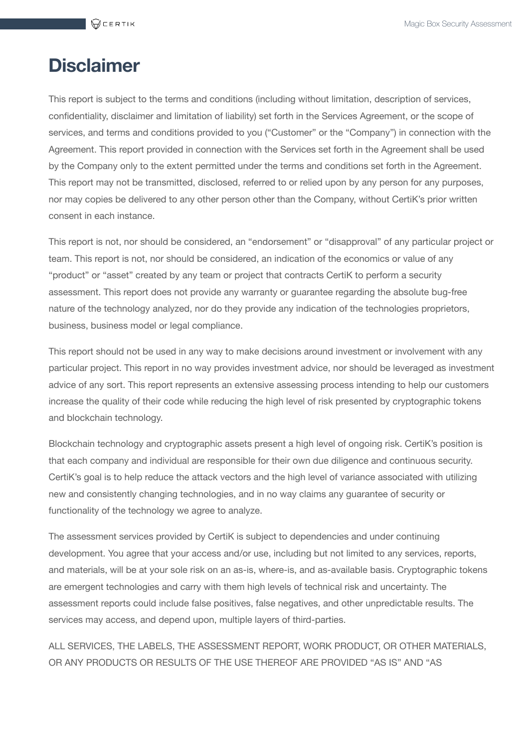# Disclaimer

This report is subject to the terms and conditions (including without limitation, description of services, confidentiality, disclaimer and limitation of liability) set forth in the Services Agreement, or the scope of services, and terms and conditions provided to you ("Customer" or the "Company") in connection with the Agreement. This report provided in connection with the Services set forth in the Agreement shall be used by the Company only to the extent permitted under the terms and conditions set forth in the Agreement. This report may not be transmitted, disclosed, referred to or relied upon by any person for any purposes, nor may copies be delivered to any other person other than the Company, without CertiK's prior written consent in each instance.

This report is not, nor should be considered, an "endorsement" or "disapproval" of any particular project or team. This report is not, nor should be considered, an indication of the economics or value of any "product" or "asset" created by any team or project that contracts CertiK to perform a security assessment. This report does not provide any warranty or guarantee regarding the absolute bug-free nature of the technology analyzed, nor do they provide any indication of the technologies proprietors, business, business model or legal compliance.

This report should not be used in any way to make decisions around investment or involvement with any particular project. This report in no way provides investment advice, nor should be leveraged as investment advice of any sort. This report represents an extensive assessing process intending to help our customers increase the quality of their code while reducing the high level of risk presented by cryptographic tokens and blockchain technology.

Blockchain technology and cryptographic assets present a high level of ongoing risk. CertiK's position is that each company and individual are responsible for their own due diligence and continuous security. CertiK's goal is to help reduce the attack vectors and the high level of variance associated with utilizing new and consistently changing technologies, and in no way claims any guarantee of security or functionality of the technology we agree to analyze.

The assessment services provided by CertiK is subject to dependencies and under continuing development. You agree that your access and/or use, including but not limited to any services, reports, and materials, will be at your sole risk on an as-is, where-is, and as-available basis. Cryptographic tokens are emergent technologies and carry with them high levels of technical risk and uncertainty. The assessment reports could include false positives, false negatives, and other unpredictable results. The services may access, and depend upon, multiple layers of third-parties.

ALL SERVICES, THE LABELS, THE ASSESSMENT REPORT, WORK PRODUCT, OR OTHER MATERIALS, OR ANY PRODUCTS OR RESULTS OF THE USE THEREOF ARE PROVIDED "AS IS" AND "AS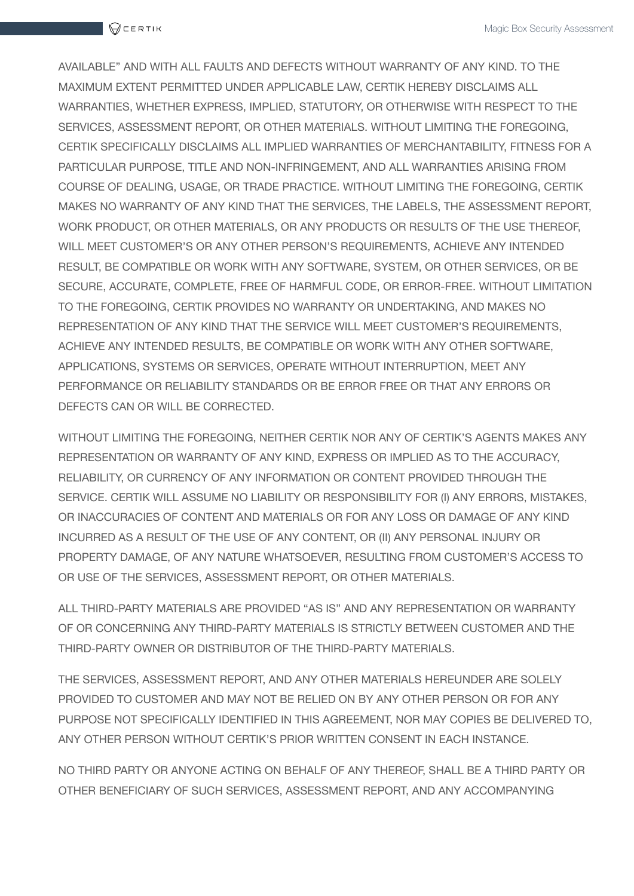AVAILABLE" AND WITH ALL FAULTS AND DEFECTS WITHOUT WARRANTY OF ANY KIND. TO THE MAXIMUM EXTENT PERMITTED UNDER APPLICABLE LAW, CERTIK HEREBY DISCLAIMS ALL WARRANTIES, WHETHER EXPRESS, IMPLIED, STATUTORY, OR OTHERWISE WITH RESPECT TO THE SERVICES, ASSESSMENT REPORT, OR OTHER MATERIALS. WITHOUT LIMITING THE FOREGOING, CERTIK SPECIFICALLY DISCLAIMS ALL IMPLIED WARRANTIES OF MERCHANTABILITY, FITNESS FOR A PARTICULAR PURPOSE, TITLE AND NON-INFRINGEMENT, AND ALL WARRANTIES ARISING FROM COURSE OF DEALING, USAGE, OR TRADE PRACTICE. WITHOUT LIMITING THE FOREGOING, CERTIK MAKES NO WARRANTY OF ANY KIND THAT THE SERVICES, THE LABELS, THE ASSESSMENT REPORT, WORK PRODUCT, OR OTHER MATERIALS, OR ANY PRODUCTS OR RESULTS OF THE USE THEREOF, WILL MEET CUSTOMER'S OR ANY OTHER PERSON'S REQUIREMENTS, ACHIEVE ANY INTENDED RESULT, BE COMPATIBLE OR WORK WITH ANY SOFTWARE, SYSTEM, OR OTHER SERVICES, OR BE SECURE, ACCURATE, COMPLETE, FREE OF HARMFUL CODE, OR ERROR-FREE. WITHOUT LIMITATION TO THE FOREGOING, CERTIK PROVIDES NO WARRANTY OR UNDERTAKING, AND MAKES NO REPRESENTATION OF ANY KIND THAT THE SERVICE WILL MEET CUSTOMER'S REQUIREMENTS, ACHIEVE ANY INTENDED RESULTS, BE COMPATIBLE OR WORK WITH ANY OTHER SOFTWARE, APPLICATIONS, SYSTEMS OR SERVICES, OPERATE WITHOUT INTERRUPTION, MEET ANY PERFORMANCE OR RELIABILITY STANDARDS OR BE ERROR FREE OR THAT ANY ERRORS OR DEFECTS CAN OR WILL BE CORRECTED.

WITHOUT LIMITING THE FOREGOING, NEITHER CERTIK NOR ANY OF CERTIK'S AGENTS MAKES ANY REPRESENTATION OR WARRANTY OF ANY KIND, EXPRESS OR IMPLIED AS TO THE ACCURACY, RELIABILITY, OR CURRENCY OF ANY INFORMATION OR CONTENT PROVIDED THROUGH THE SERVICE. CERTIK WILL ASSUME NO LIABILITY OR RESPONSIBILITY FOR (I) ANY ERRORS, MISTAKES, OR INACCURACIES OF CONTENT AND MATERIALS OR FOR ANY LOSS OR DAMAGE OF ANY KIND INCURRED AS A RESULT OF THE USE OF ANY CONTENT, OR (II) ANY PERSONAL INJURY OR PROPERTY DAMAGE, OF ANY NATURE WHATSOEVER, RESULTING FROM CUSTOMER'S ACCESS TO OR USE OF THE SERVICES, ASSESSMENT REPORT, OR OTHER MATERIALS.

ALL THIRD-PARTY MATERIALS ARE PROVIDED "AS IS" AND ANY REPRESENTATION OR WARRANTY OF OR CONCERNING ANY THIRD-PARTY MATERIALS IS STRICTLY BETWEEN CUSTOMER AND THE THIRD-PARTY OWNER OR DISTRIBUTOR OF THE THIRD-PARTY MATERIALS.

THE SERVICES, ASSESSMENT REPORT, AND ANY OTHER MATERIALS HEREUNDER ARE SOLELY PROVIDED TO CUSTOMER AND MAY NOT BE RELIED ON BY ANY OTHER PERSON OR FOR ANY PURPOSE NOT SPECIFICALLY IDENTIFIED IN THIS AGREEMENT, NOR MAY COPIES BE DELIVERED TO, ANY OTHER PERSON WITHOUT CERTIK'S PRIOR WRITTEN CONSENT IN EACH INSTANCE.

NO THIRD PARTY OR ANYONE ACTING ON BEHALF OF ANY THEREOF, SHALL BE A THIRD PARTY OR OTHER BENEFICIARY OF SUCH SERVICES, ASSESSMENT REPORT, AND ANY ACCOMPANYING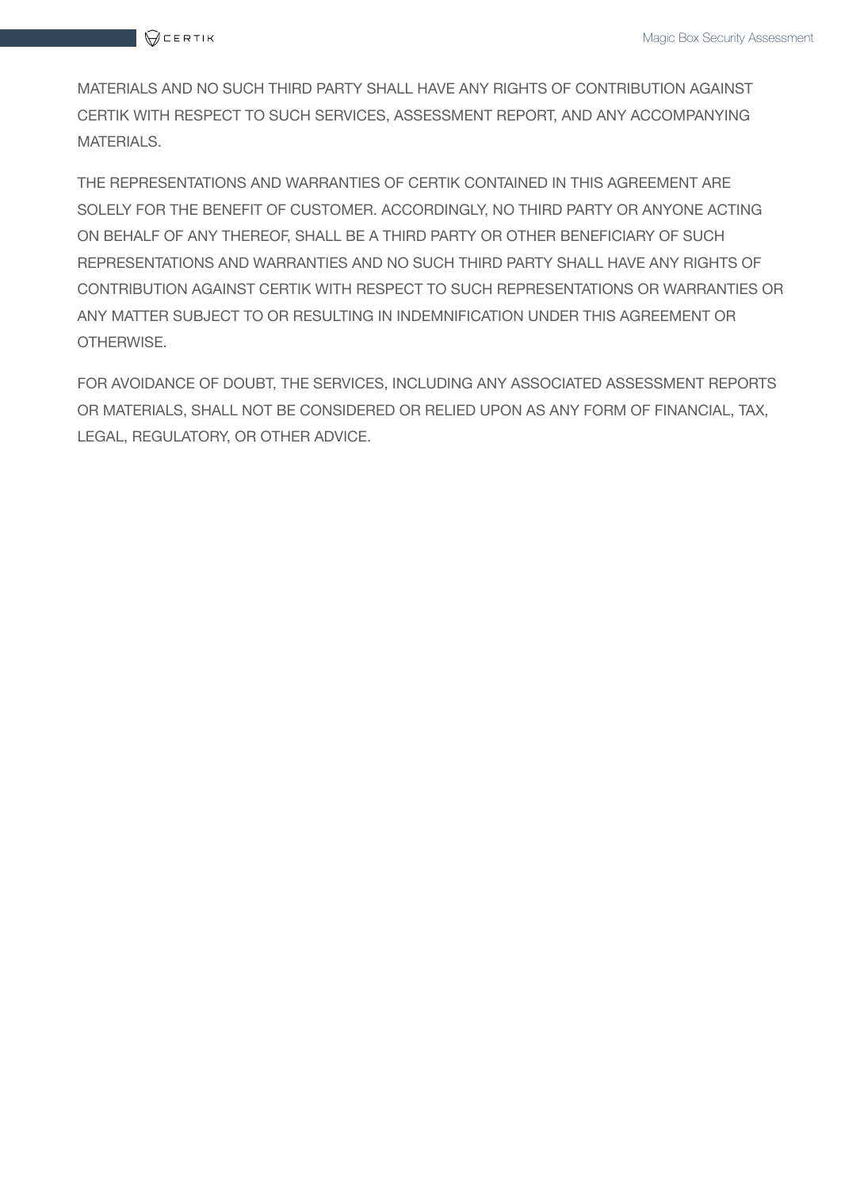MATERIALS AND NO SUCH THIRD PARTY SHALL HAVE ANY RIGHTS OF CONTRIBUTION AGAINST CERTIK WITH RESPECT TO SUCH SERVICES, ASSESSMENT REPORT, AND ANY ACCOMPANYING MATERIALS.

THE REPRESENTATIONS AND WARRANTIES OF CERTIK CONTAINED IN THIS AGREEMENT ARE SOLELY FOR THE BENEFIT OF CUSTOMER. ACCORDINGLY, NO THIRD PARTY OR ANYONE ACTING ON BEHALF OF ANY THEREOF, SHALL BE A THIRD PARTY OR OTHER BENEFICIARY OF SUCH REPRESENTATIONS AND WARRANTIES AND NO SUCH THIRD PARTY SHALL HAVE ANY RIGHTS OF CONTRIBUTION AGAINST CERTIK WITH RESPECT TO SUCH REPRESENTATIONS OR WARRANTIES OR ANY MATTER SUBJECT TO OR RESULTING IN INDEMNIFICATION UNDER THIS AGREEMENT OR OTHERWISE.

FOR AVOIDANCE OF DOUBT, THE SERVICES, INCLUDING ANY ASSOCIATED ASSESSMENT REPORTS OR MATERIALS, SHALL NOT BE CONSIDERED OR RELIED UPON AS ANY FORM OF FINANCIAL, TAX, LEGAL, REGULATORY, OR OTHER ADVICE.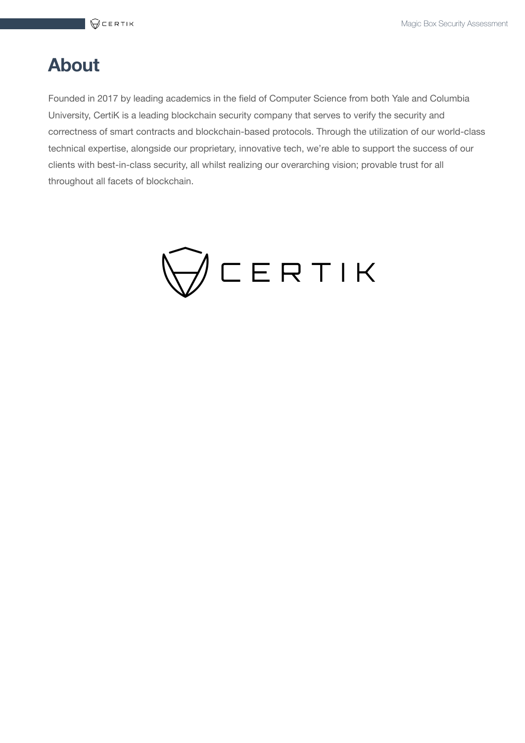# About

Founded in 2017 by leading academics in the field of Computer Science from both Yale and Columbia University, CertiK is a leading blockchain security company that serves to verify the security and correctness of smart contracts and blockchain-based protocols. Through the utilization of our world-class technical expertise, alongside our proprietary, innovative tech, we're able to support the success of our clients with best-in-class security, all whilst realizing our overarching vision; provable trust for all throughout all facets of blockchain.

CERTIK